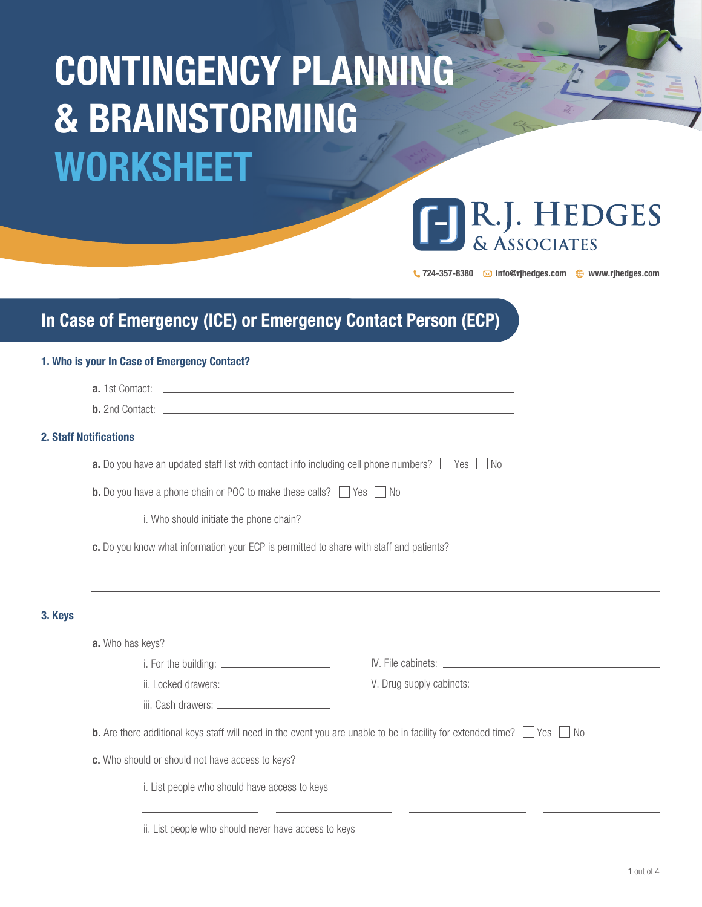# CONTINGENCY PLANNING & BRAINSTORMING WORKSHEET

R.J. HEDGES & ASSOCIATES

724-357-8380 info@rjhedges.com www.rjhedges.com

## In Case of Emergency (ICE) or Emergency Contact Person (ECP)

### 1. Who is your In Case of Emergency Contact?

**a.** 1st Contact: ____________________

**b.** 2nd Contact: ____________________

### 2. Staff Notifications

**a.** Do you have an updated staff list with contact info including cell phone numbers? ☐ Yes ☐ No

**b.** Do you have a phone chain or POC to make these calls? ☐ Yes ☐ No

i. Who should initiate the phone chain? ____________________

**c.** Do you know what information your ECP is permitted to share with staff and patients?

____________________

____________________

### 3. Keys

**a.** Who has keys?

i. For the building: ____________________

ii. Locked drawers: ____________________

iii. Cash drawers: ____________________

IV. File cabinets: ____________________

V. Drug supply cabinets: ____________________

**b.** Are there additional keys staff will need in the event you are unable to be in facility for extended time? ☐ Yes ☐ No

**c.** Who should or should not have access to keys?

i. List people who should have access to keys

__________ __________ __________ __________

ii. List people who should never have access to keys

__________ __________ __________ __________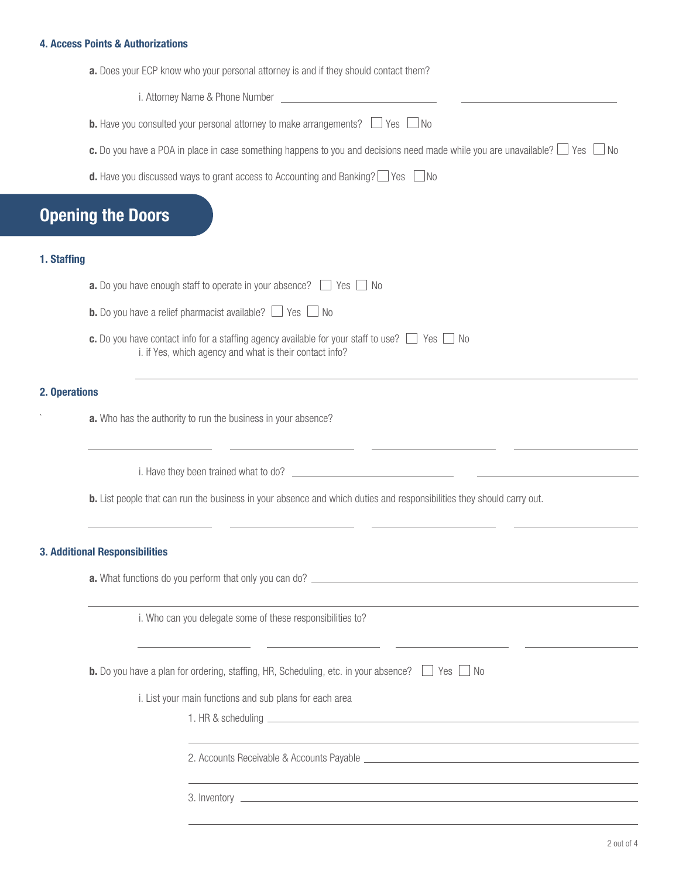#### 4. Access Points & Authorizations

**a.** Does your ECP know who your personal attorney is and if they should contact them?

i. Attorney Name & Phone Number ______________________ ______________________

**b.** Have you consulted your personal attorney to make arrangements? ☐ Yes ☐ No

**c.** Do you have a POA in place in case something happens to you and decisions need made while you are unavailable? ☐ Yes ☐ No

**d.** Have you discussed ways to grant access to Accounting and Banking? ☐ Yes ☐ No

## Opening the Doors

#### 1. Staffing

**a.** Do you have enough staff to operate in your absence? ☐ Yes ☐ No

**b.** Do you have a relief pharmacist available? ☐ Yes ☐ No

**c.** Do you have contact info for a staffing agency available for your staff to use? ☐ Yes ☐ No

i. if Yes, which agency and what is their contact info?

______________________________________________

#### 2. Operations

**a.** Who has the authority to run the business in your absence?

______________ ______________ ______________ ______________

i. Have they been trained what to do? ______________________ ______________________

**b.** List people that can run the business in your absence and which duties and responsibilities they should carry out.

______________ ______________ ______________ ______________

#### 3. Additional Responsibilities

**a.** What functions do you perform that only you can do? ______________________________

______________________________________________

i. Who can you delegate some of these responsibilities to?

______________ ______________ ______________ ______________

**b.** Do you have a plan for ordering, staffing, HR, Scheduling, etc. in your absence? ☐ Yes ☐ No

i. List your main functions and sub plans for each area

1. HR & scheduling ______________________________

______________________________________________

2. Accounts Receivable & Accounts Payable ______________________________

______________________________________________

3. Inventory ______________________________

______________________________________________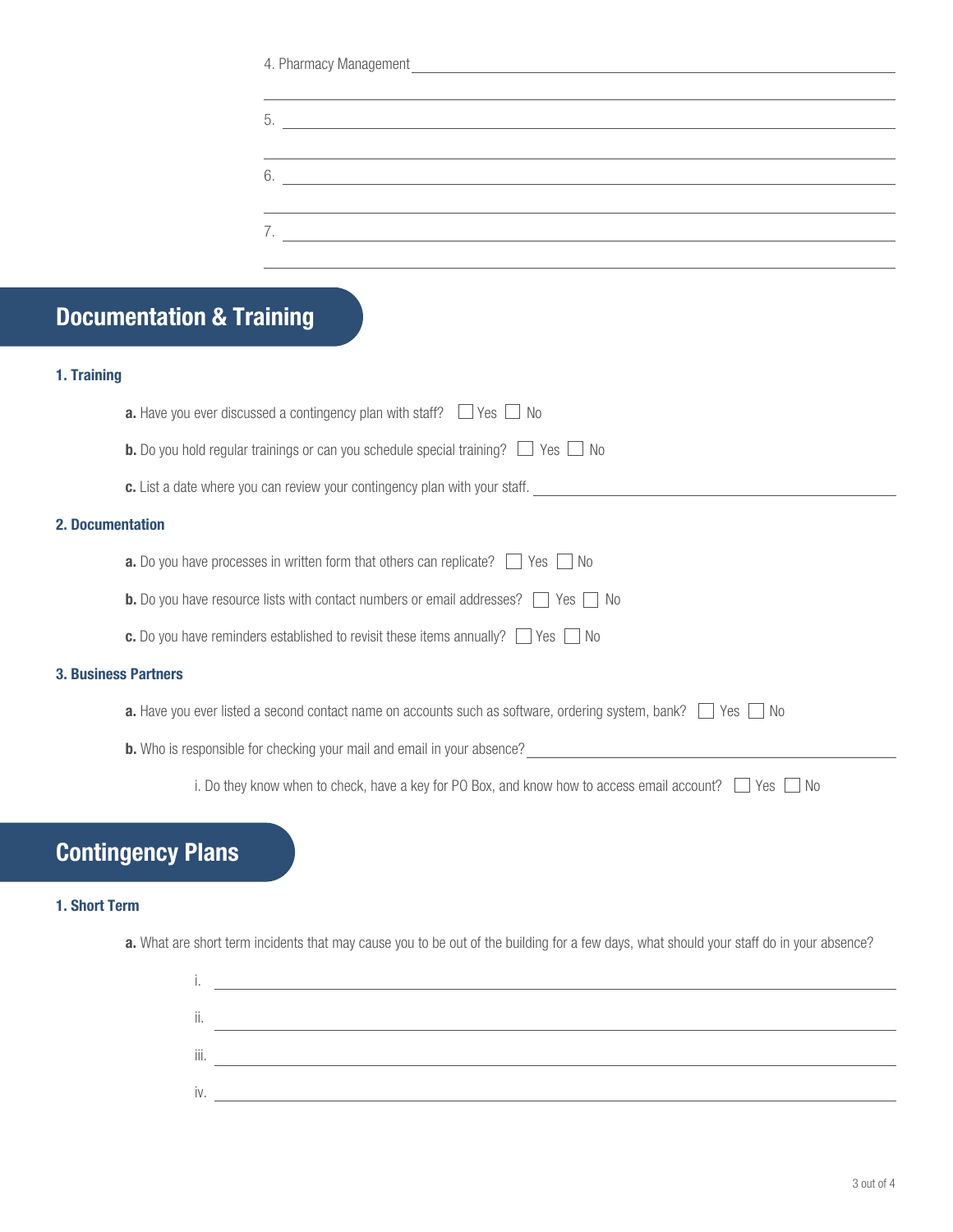4. Pharmacy Management ____________________

5. ____________________

6. ____________________

7. ____________________

## Documentation & Training

### 1. Training

**a.** Have you ever discussed a contingency plan with staff? ☐ Yes ☐ No

**b.** Do you hold regular trainings or can you schedule special training? ☐ Yes ☐ No

**c.** List a date where you can review your contingency plan with your staff. ____________________

### 2. Documentation

**a.** Do you have processes in written form that others can replicate? ☐ Yes ☐ No

**b.** Do you have resource lists with contact numbers or email addresses? ☐ Yes ☐ No

**c.** Do you have reminders established to revisit these items annually? ☐ Yes ☐ No

### 3. Business Partners

**a.** Have you ever listed a second contact name on accounts such as software, ordering system, bank? ☐ Yes ☐ No

**b.** Who is responsible for checking your mail and email in your absence? ____________________

i. Do they know when to check, have a key for PO Box, and know how to access email account? ☐ Yes ☐ No

## Contingency Plans

### 1. Short Term

**a.** What are short term incidents that may cause you to be out of the building for a few days, what should your staff do in your absence?

i. ____________________

ii. ____________________

iii. ____________________

iv. ____________________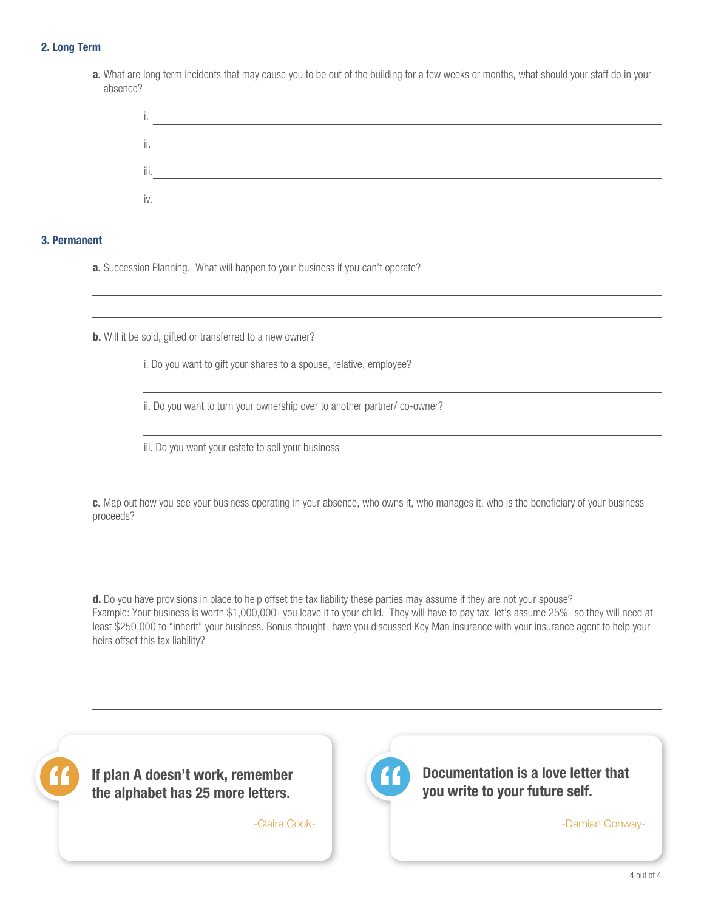## 2. Long Term

**a.** What are long term incidents that may cause you to be out of the building for a few weeks or months, what should your staff do in your absence?

i. ______________________________

ii. ______________________________

iii. ______________________________

iv. ______________________________

## 3. Permanent

**a.** Succession Planning. What will happen to your business if you can't operate?

______________________________

______________________________

**b.** Will it be sold, gifted or transferred to a new owner?

i. Do you want to gift your shares to a spouse, relative, employee?

______________________________

ii. Do you want to turn your ownership over to another partner/ co-owner?

______________________________

iii. Do you want your estate to sell your business

______________________________

**c.** Map out how you see your business operating in your absence, who owns it, who manages it, who is the beneficiary of your business proceeds?

______________________________

______________________________

**d.** Do you have provisions in place to help offset the tax liability these parties may assume if they are not your spouse? Example: Your business is worth $1,000,000- you leave it to your child. They will have to pay tax, let's assume 25%- so they will need at least $250,000 to "inherit" your business. Bonus thought- have you discussed Key Man insurance with your insurance agent to help your heirs offset this tax liability?

______________________________

______________________________

> **If plan A doesn't work, remember the alphabet has 25 more letters.**
>
> -Claire Cook-

> **Documentation is a love letter that you write to your future self.**
>
> -Damian Conway-